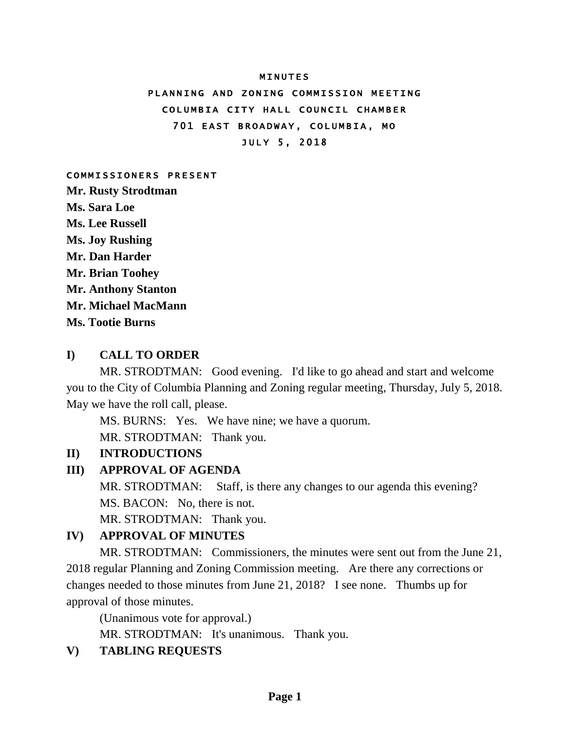# MINUTES

## PLANNING AND ZONING COMMISSION MEETING

## COLUMBIA CITY HALL COUNCIL CHAMBER

## 701 EAST BROADWAY, COLUMBIA, MO

## JULY 5, 2018

COMMISSIONERS PRESENT

**Mr. Rusty Strodtman**
**Ms. Sara Loe**
**Ms. Lee Russell**
**Ms. Joy Rushing**
**Mr. Dan Harder**
**Mr. Brian Toohey**
**Mr. Anthony Stanton**
**Mr. Michael MacMann**
**Ms. Tootie Burns**

**I) CALL TO ORDER**

MR. STRODTMAN: Good evening. I'd like to go ahead and start and welcome you to the City of Columbia Planning and Zoning regular meeting, Thursday, July 5, 2018. May we have the roll call, please.

MS. BURNS: Yes. We have nine; we have a quorum.

MR. STRODTMAN: Thank you.

**II) INTRODUCTIONS**

**III) APPROVAL OF AGENDA**

MR. STRODTMAN: Staff, is there any changes to our agenda this evening?

MS. BACON: No, there is not.

MR. STRODTMAN: Thank you.

**IV) APPROVAL OF MINUTES**

MR. STRODTMAN: Commissioners, the minutes were sent out from the June 21, 2018 regular Planning and Zoning Commission meeting. Are there any corrections or changes needed to those minutes from June 21, 2018? I see none. Thumbs up for approval of those minutes.

(Unanimous vote for approval.)

MR. STRODTMAN: It's unanimous. Thank you.

**V) TABLING REQUESTS**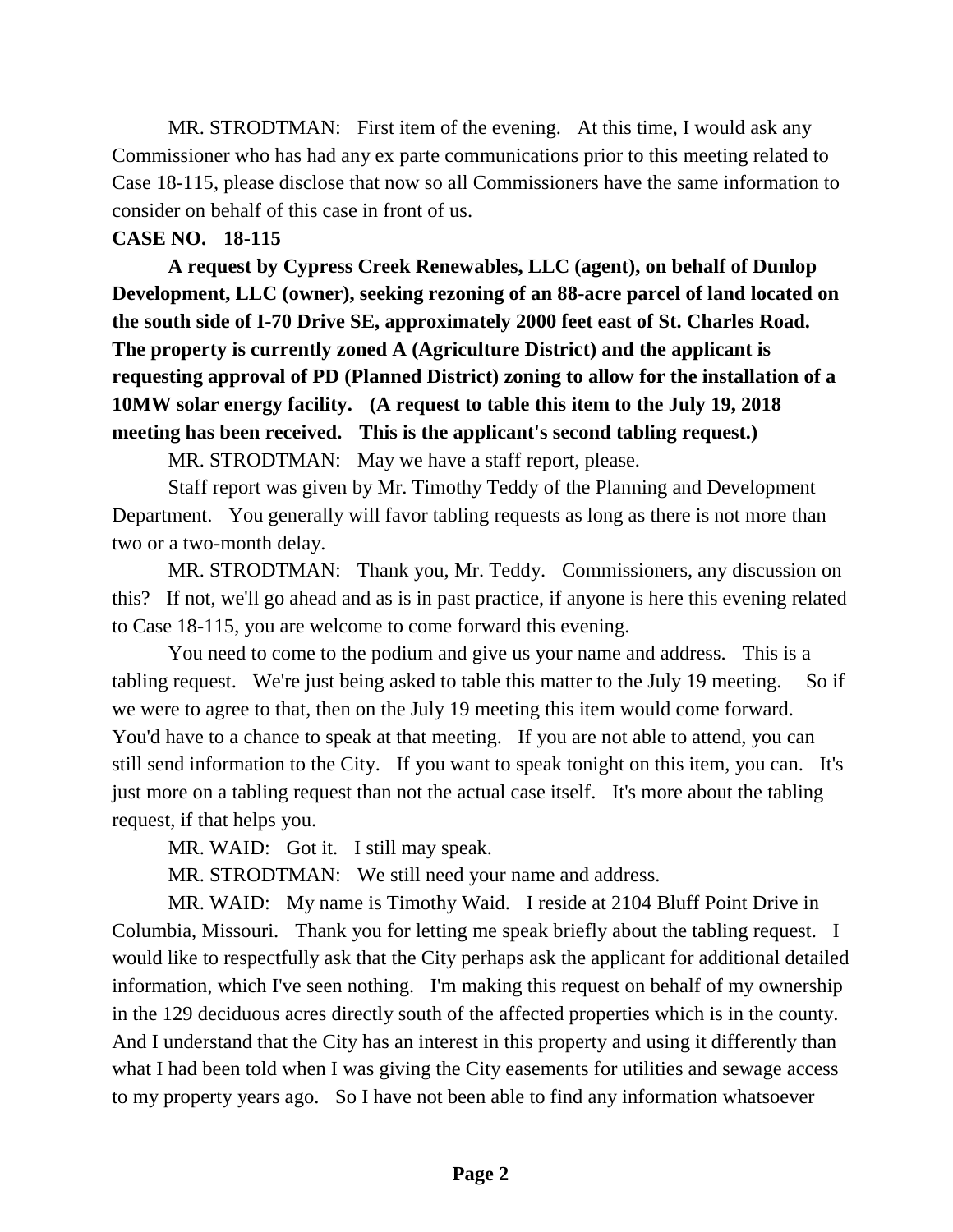MR. STRODTMAN: First item of the evening. At this time, I would ask any Commissioner who has had any ex parte communications prior to this meeting related to Case 18-115, please disclose that now so all Commissioners have the same information to consider on behalf of this case in front of us.

**CASE NO. 18-115**

**A request by Cypress Creek Renewables, LLC (agent), on behalf of Dunlop Development, LLC (owner), seeking rezoning of an 88-acre parcel of land located on the south side of I-70 Drive SE, approximately 2000 feet east of St. Charles Road. The property is currently zoned A (Agriculture District) and the applicant is requesting approval of PD (Planned District) zoning to allow for the installation of a 10MW solar energy facility. (A request to table this item to the July 19, 2018 meeting has been received. This is the applicant's second tabling request.)**

MR. STRODTMAN: May we have a staff report, please.

Staff report was given by Mr. Timothy Teddy of the Planning and Development Department. You generally will favor tabling requests as long as there is not more than two or a two-month delay.

MR. STRODTMAN: Thank you, Mr. Teddy. Commissioners, any discussion on this? If not, we'll go ahead and as is in past practice, if anyone is here this evening related to Case 18-115, you are welcome to come forward this evening.

You need to come to the podium and give us your name and address. This is a tabling request. We're just being asked to table this matter to the July 19 meeting. So if we were to agree to that, then on the July 19 meeting this item would come forward. You'd have to a chance to speak at that meeting. If you are not able to attend, you can still send information to the City. If you want to speak tonight on this item, you can. It's just more on a tabling request than not the actual case itself. It's more about the tabling request, if that helps you.

MR. WAID: Got it. I still may speak.

MR. STRODTMAN: We still need your name and address.

MR. WAID: My name is Timothy Waid. I reside at 2104 Bluff Point Drive in Columbia, Missouri. Thank you for letting me speak briefly about the tabling request. I would like to respectfully ask that the City perhaps ask the applicant for additional detailed information, which I've seen nothing. I'm making this request on behalf of my ownership in the 129 deciduous acres directly south of the affected properties which is in the county. And I understand that the City has an interest in this property and using it differently than what I had been told when I was giving the City easements for utilities and sewage access to my property years ago. So I have not been able to find any information whatsoever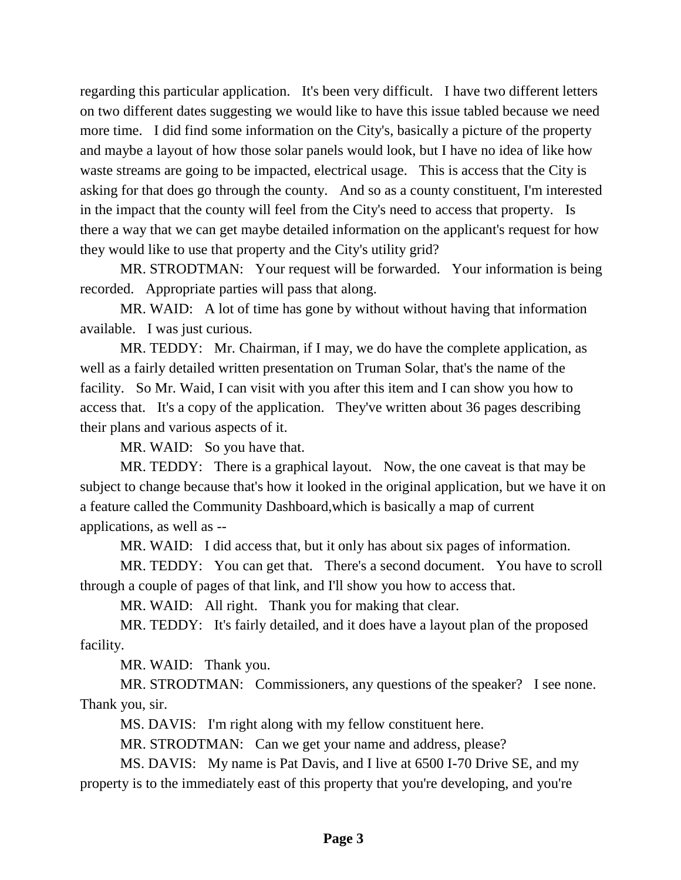regarding this particular application. It's been very difficult. I have two different letters on two different dates suggesting we would like to have this issue tabled because we need more time. I did find some information on the City's, basically a picture of the property and maybe a layout of how those solar panels would look, but I have no idea of like how waste streams are going to be impacted, electrical usage. This is access that the City is asking for that does go through the county. And so as a county constituent, I'm interested in the impact that the county will feel from the City's need to access that property. Is there a way that we can get maybe detailed information on the applicant's request for how they would like to use that property and the City's utility grid?

MR. STRODTMAN: Your request will be forwarded. Your information is being recorded. Appropriate parties will pass that along.

MR. WAID: A lot of time has gone by without without having that information available. I was just curious.

MR. TEDDY: Mr. Chairman, if I may, we do have the complete application, as well as a fairly detailed written presentation on Truman Solar, that's the name of the facility. So Mr. Waid, I can visit with you after this item and I can show you how to access that. It's a copy of the application. They've written about 36 pages describing their plans and various aspects of it.

MR. WAID: So you have that.

MR. TEDDY: There is a graphical layout. Now, the one caveat is that may be subject to change because that's how it looked in the original application, but we have it on a feature called the Community Dashboard,which is basically a map of current applications, as well as --

MR. WAID: I did access that, but it only has about six pages of information.

MR. TEDDY: You can get that. There's a second document. You have to scroll through a couple of pages of that link, and I'll show you how to access that.

MR. WAID: All right. Thank you for making that clear.

MR. TEDDY: It's fairly detailed, and it does have a layout plan of the proposed facility.

MR. WAID: Thank you.

MR. STRODTMAN: Commissioners, any questions of the speaker? I see none. Thank you, sir.

MS. DAVIS: I'm right along with my fellow constituent here.

MR. STRODTMAN: Can we get your name and address, please?

MS. DAVIS: My name is Pat Davis, and I live at 6500 I-70 Drive SE, and my property is to the immediately east of this property that you're developing, and you're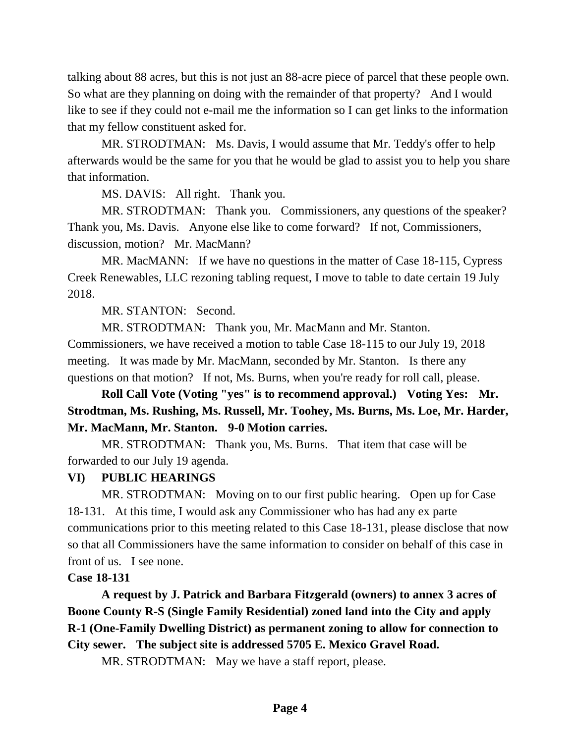talking about 88 acres, but this is not just an 88-acre piece of parcel that these people own. So what are they planning on doing with the remainder of that property? And I would like to see if they could not e-mail me the information so I can get links to the information that my fellow constituent asked for.

MR. STRODTMAN: Ms. Davis, I would assume that Mr. Teddy's offer to help afterwards would be the same for you that he would be glad to assist you to help you share that information.

MS. DAVIS: All right. Thank you.

MR. STRODTMAN: Thank you. Commissioners, any questions of the speaker? Thank you, Ms. Davis. Anyone else like to come forward? If not, Commissioners, discussion, motion? Mr. MacMann?

MR. MacMANN: If we have no questions in the matter of Case 18-115, Cypress Creek Renewables, LLC rezoning tabling request, I move to table to date certain 19 July 2018.

MR. STANTON: Second.

MR. STRODTMAN: Thank you, Mr. MacMann and Mr. Stanton. Commissioners, we have received a motion to table Case 18-115 to our July 19, 2018 meeting. It was made by Mr. MacMann, seconded by Mr. Stanton. Is there any questions on that motion? If not, Ms. Burns, when you're ready for roll call, please.

**Roll Call Vote (Voting "yes" is to recommend approval.) Voting Yes: Mr. Strodtman, Ms. Rushing, Ms. Russell, Mr. Toohey, Ms. Burns, Ms. Loe, Mr. Harder, Mr. MacMann, Mr. Stanton. 9-0 Motion carries.**

MR. STRODTMAN: Thank you, Ms. Burns. That item that case will be forwarded to our July 19 agenda.

## VI) PUBLIC HEARINGS

MR. STRODTMAN: Moving on to our first public hearing. Open up for Case 18-131. At this time, I would ask any Commissioner who has had any ex parte communications prior to this meeting related to this Case 18-131, please disclose that now so that all Commissioners have the same information to consider on behalf of this case in front of us. I see none.

### Case 18-131

**A request by J. Patrick and Barbara Fitzgerald (owners) to annex 3 acres of Boone County R-S (Single Family Residential) zoned land into the City and apply R-1 (One-Family Dwelling District) as permanent zoning to allow for connection to City sewer. The subject site is addressed 5705 E. Mexico Gravel Road.**

MR. STRODTMAN: May we have a staff report, please.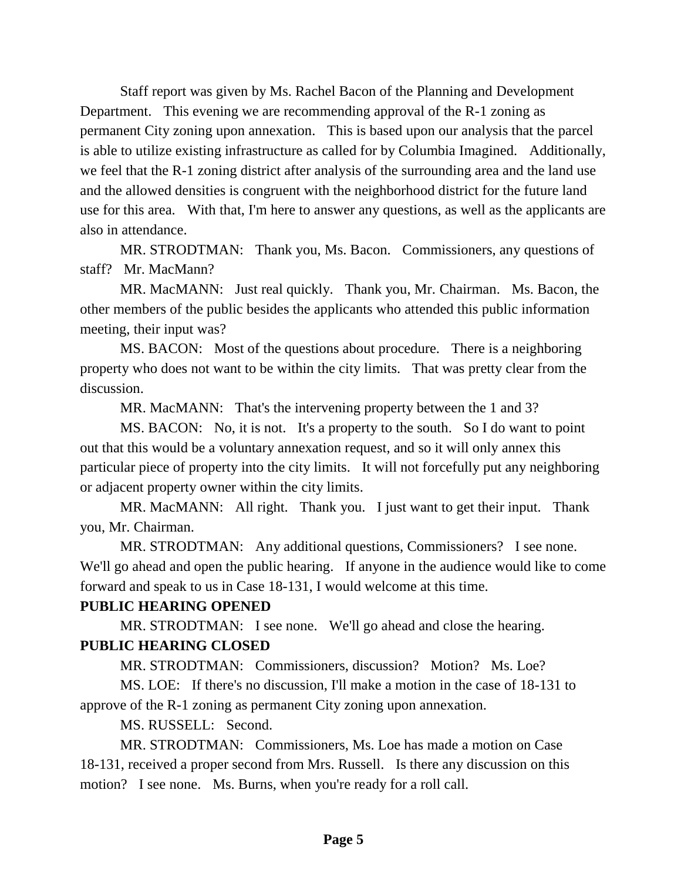Staff report was given by Ms. Rachel Bacon of the Planning and Development Department. This evening we are recommending approval of the R-1 zoning as permanent City zoning upon annexation. This is based upon our analysis that the parcel is able to utilize existing infrastructure as called for by Columbia Imagined. Additionally, we feel that the R-1 zoning district after analysis of the surrounding area and the land use and the allowed densities is congruent with the neighborhood district for the future land use for this area. With that, I'm here to answer any questions, as well as the applicants are also in attendance.

MR. STRODTMAN: Thank you, Ms. Bacon. Commissioners, any questions of staff? Mr. MacMann?

MR. MacMANN: Just real quickly. Thank you, Mr. Chairman. Ms. Bacon, the other members of the public besides the applicants who attended this public information meeting, their input was?

MS. BACON: Most of the questions about procedure. There is a neighboring property who does not want to be within the city limits. That was pretty clear from the discussion.

MR. MacMANN: That's the intervening property between the 1 and 3?

MS. BACON: No, it is not. It's a property to the south. So I do want to point out that this would be a voluntary annexation request, and so it will only annex this particular piece of property into the city limits. It will not forcefully put any neighboring or adjacent property owner within the city limits.

MR. MacMANN: All right. Thank you. I just want to get their input. Thank you, Mr. Chairman.

MR. STRODTMAN: Any additional questions, Commissioners? I see none. We'll go ahead and open the public hearing. If anyone in the audience would like to come forward and speak to us in Case 18-131, I would welcome at this time.

**PUBLIC HEARING OPENED**

MR. STRODTMAN: I see none. We'll go ahead and close the hearing.

**PUBLIC HEARING CLOSED**

MR. STRODTMAN: Commissioners, discussion? Motion? Ms. Loe?

MS. LOE: If there's no discussion, I'll make a motion in the case of 18-131 to approve of the R-1 zoning as permanent City zoning upon annexation.

MS. RUSSELL: Second.

MR. STRODTMAN: Commissioners, Ms. Loe has made a motion on Case 18-131, received a proper second from Mrs. Russell. Is there any discussion on this motion? I see none. Ms. Burns, when you're ready for a roll call.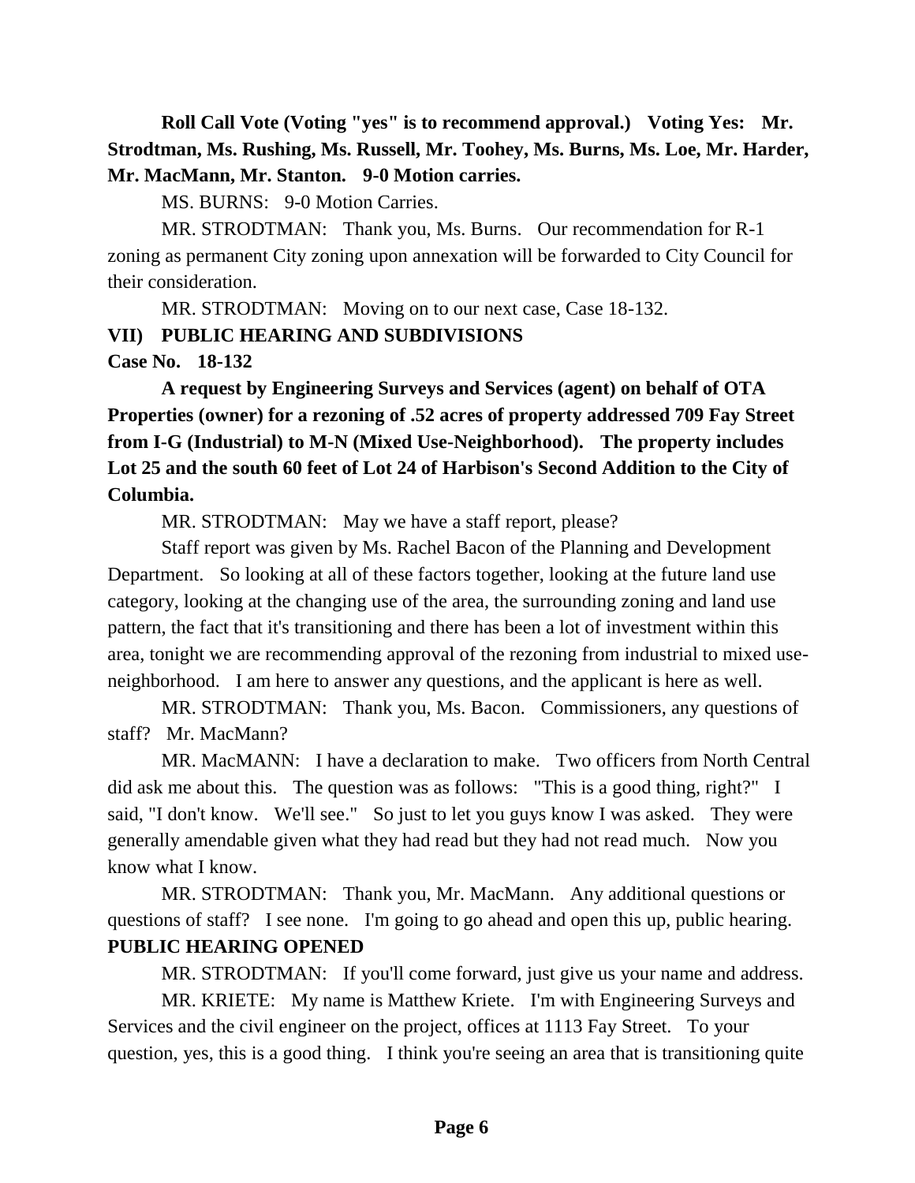**Roll Call Vote (Voting "yes" is to recommend approval.) Voting Yes: Mr. Strodtman, Ms. Rushing, Ms. Russell, Mr. Toohey, Ms. Burns, Ms. Loe, Mr. Harder, Mr. MacMann, Mr. Stanton. 9-0 Motion carries.**

MS. BURNS: 9-0 Motion Carries.

MR. STRODTMAN: Thank you, Ms. Burns. Our recommendation for R-1 zoning as permanent City zoning upon annexation will be forwarded to City Council for their consideration.

MR. STRODTMAN: Moving on to our next case, Case 18-132.

**VII) PUBLIC HEARING AND SUBDIVISIONS**

**Case No. 18-132**

**A request by Engineering Surveys and Services (agent) on behalf of OTA Properties (owner) for a rezoning of .52 acres of property addressed 709 Fay Street from I-G (Industrial) to M-N (Mixed Use-Neighborhood). The property includes Lot 25 and the south 60 feet of Lot 24 of Harbison's Second Addition to the City of Columbia.**

MR. STRODTMAN: May we have a staff report, please?

Staff report was given by Ms. Rachel Bacon of the Planning and Development Department. So looking at all of these factors together, looking at the future land use category, looking at the changing use of the area, the surrounding zoning and land use pattern, the fact that it's transitioning and there has been a lot of investment within this area, tonight we are recommending approval of the rezoning from industrial to mixed use-neighborhood. I am here to answer any questions, and the applicant is here as well.

MR. STRODTMAN: Thank you, Ms. Bacon. Commissioners, any questions of staff? Mr. MacMann?

MR. MacMANN: I have a declaration to make. Two officers from North Central did ask me about this. The question was as follows: "This is a good thing, right?" I said, "I don't know. We'll see." So just to let you guys know I was asked. They were generally amendable given what they had read but they had not read much. Now you know what I know.

MR. STRODTMAN: Thank you, Mr. MacMann. Any additional questions or questions of staff? I see none. I'm going to go ahead and open this up, public hearing.

**PUBLIC HEARING OPENED**

MR. STRODTMAN: If you'll come forward, just give us your name and address.

MR. KRIETE: My name is Matthew Kriete. I'm with Engineering Surveys and Services and the civil engineer on the project, offices at 1113 Fay Street. To your question, yes, this is a good thing. I think you're seeing an area that is transitioning quite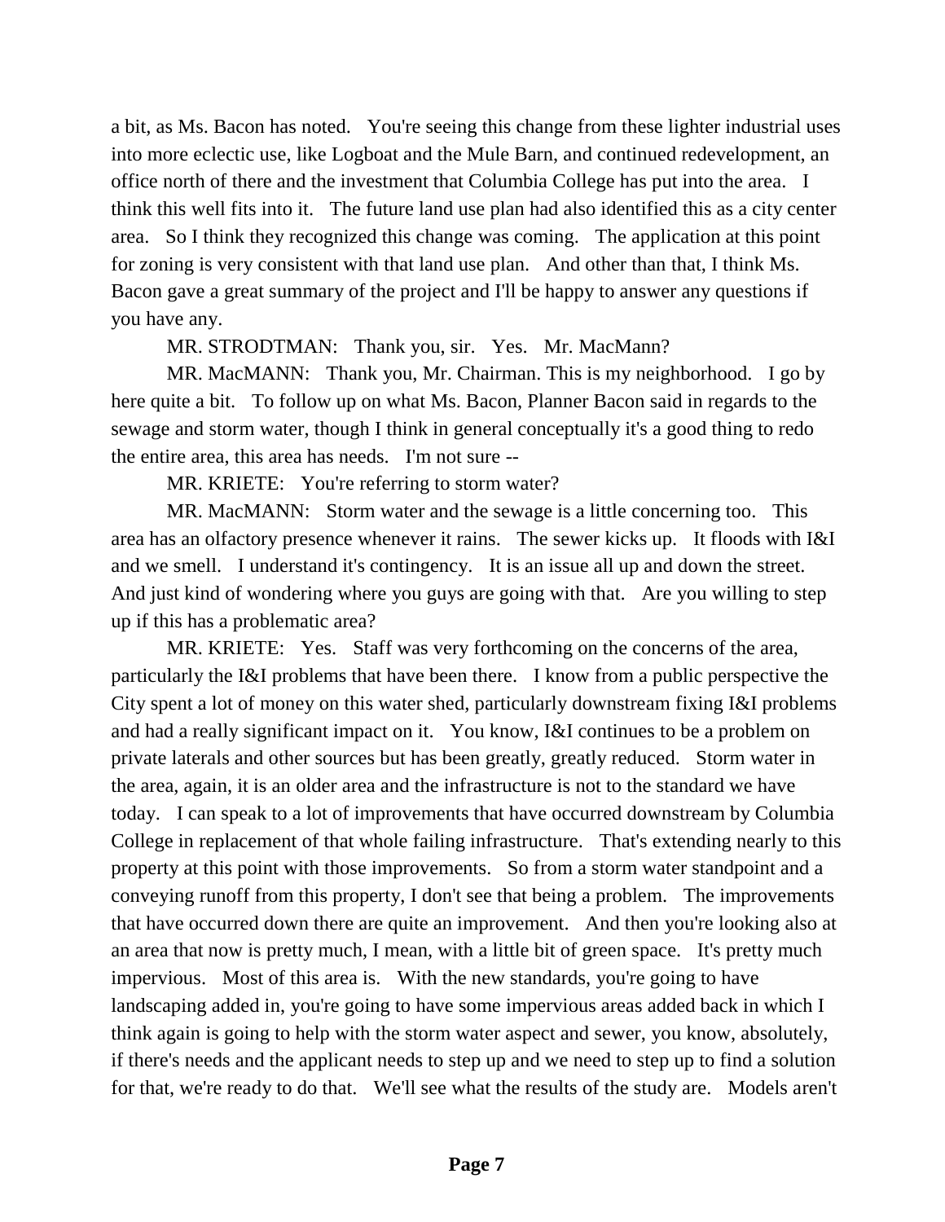a bit, as Ms. Bacon has noted. You're seeing this change from these lighter industrial uses into more eclectic use, like Logboat and the Mule Barn, and continued redevelopment, an office north of there and the investment that Columbia College has put into the area. I think this well fits into it. The future land use plan had also identified this as a city center area. So I think they recognized this change was coming. The application at this point for zoning is very consistent with that land use plan. And other than that, I think Ms. Bacon gave a great summary of the project and I'll be happy to answer any questions if you have any.

MR. STRODTMAN: Thank you, sir. Yes. Mr. MacMann?

MR. MacMANN: Thank you, Mr. Chairman. This is my neighborhood. I go by here quite a bit. To follow up on what Ms. Bacon, Planner Bacon said in regards to the sewage and storm water, though I think in general conceptually it's a good thing to redo the entire area, this area has needs. I'm not sure --

MR. KRIETE: You're referring to storm water?

MR. MacMANN: Storm water and the sewage is a little concerning too. This area has an olfactory presence whenever it rains. The sewer kicks up. It floods with I&I and we smell. I understand it's contingency. It is an issue all up and down the street. And just kind of wondering where you guys are going with that. Are you willing to step up if this has a problematic area?

MR. KRIETE: Yes. Staff was very forthcoming on the concerns of the area, particularly the I&I problems that have been there. I know from a public perspective the City spent a lot of money on this water shed, particularly downstream fixing I&I problems and had a really significant impact on it. You know, I&I continues to be a problem on private laterals and other sources but has been greatly, greatly reduced. Storm water in the area, again, it is an older area and the infrastructure is not to the standard we have today. I can speak to a lot of improvements that have occurred downstream by Columbia College in replacement of that whole failing infrastructure. That's extending nearly to this property at this point with those improvements. So from a storm water standpoint and a conveying runoff from this property, I don't see that being a problem. The improvements that have occurred down there are quite an improvement. And then you're looking also at an area that now is pretty much, I mean, with a little bit of green space. It's pretty much impervious. Most of this area is. With the new standards, you're going to have landscaping added in, you're going to have some impervious areas added back in which I think again is going to help with the storm water aspect and sewer, you know, absolutely, if there's needs and the applicant needs to step up and we need to step up to find a solution for that, we're ready to do that. We'll see what the results of the study are. Models aren't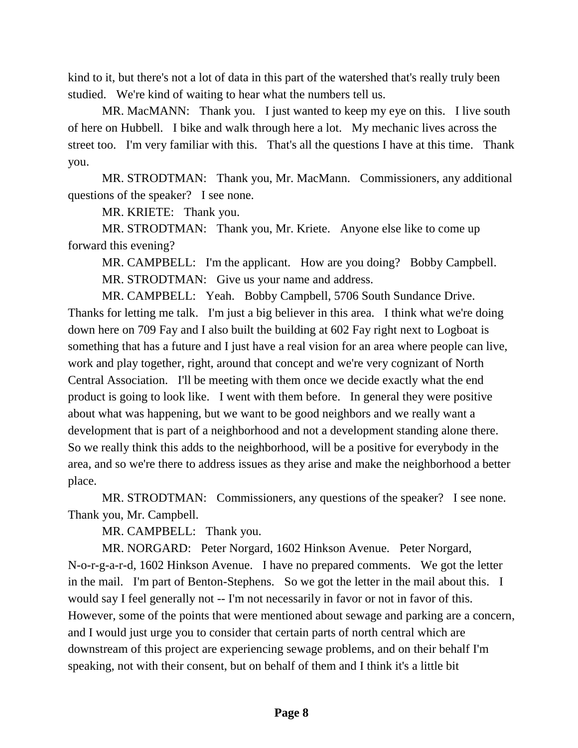kind to it, but there's not a lot of data in this part of the watershed that's really truly been studied. We're kind of waiting to hear what the numbers tell us.

MR. MacMANN: Thank you. I just wanted to keep my eye on this. I live south of here on Hubbell. I bike and walk through here a lot. My mechanic lives across the street too. I'm very familiar with this. That's all the questions I have at this time. Thank you.

MR. STRODTMAN: Thank you, Mr. MacMann. Commissioners, any additional questions of the speaker? I see none.

MR. KRIETE: Thank you.

MR. STRODTMAN: Thank you, Mr. Kriete. Anyone else like to come up forward this evening?

MR. CAMPBELL: I'm the applicant. How are you doing? Bobby Campbell.

MR. STRODTMAN: Give us your name and address.

MR. CAMPBELL: Yeah. Bobby Campbell, 5706 South Sundance Drive. Thanks for letting me talk. I'm just a big believer in this area. I think what we're doing down here on 709 Fay and I also built the building at 602 Fay right next to Logboat is something that has a future and I just have a real vision for an area where people can live, work and play together, right, around that concept and we're very cognizant of North Central Association. I'll be meeting with them once we decide exactly what the end product is going to look like. I went with them before. In general they were positive about what was happening, but we want to be good neighbors and we really want a development that is part of a neighborhood and not a development standing alone there. So we really think this adds to the neighborhood, will be a positive for everybody in the area, and so we're there to address issues as they arise and make the neighborhood a better place.

MR. STRODTMAN: Commissioners, any questions of the speaker? I see none. Thank you, Mr. Campbell.

MR. CAMPBELL: Thank you.

MR. NORGARD: Peter Norgard, 1602 Hinkson Avenue. Peter Norgard, N-o-r-g-a-r-d, 1602 Hinkson Avenue. I have no prepared comments. We got the letter in the mail. I'm part of Benton-Stephens. So we got the letter in the mail about this. I would say I feel generally not -- I'm not necessarily in favor or not in favor of this. However, some of the points that were mentioned about sewage and parking are a concern, and I would just urge you to consider that certain parts of north central which are downstream of this project are experiencing sewage problems, and on their behalf I'm speaking, not with their consent, but on behalf of them and I think it's a little bit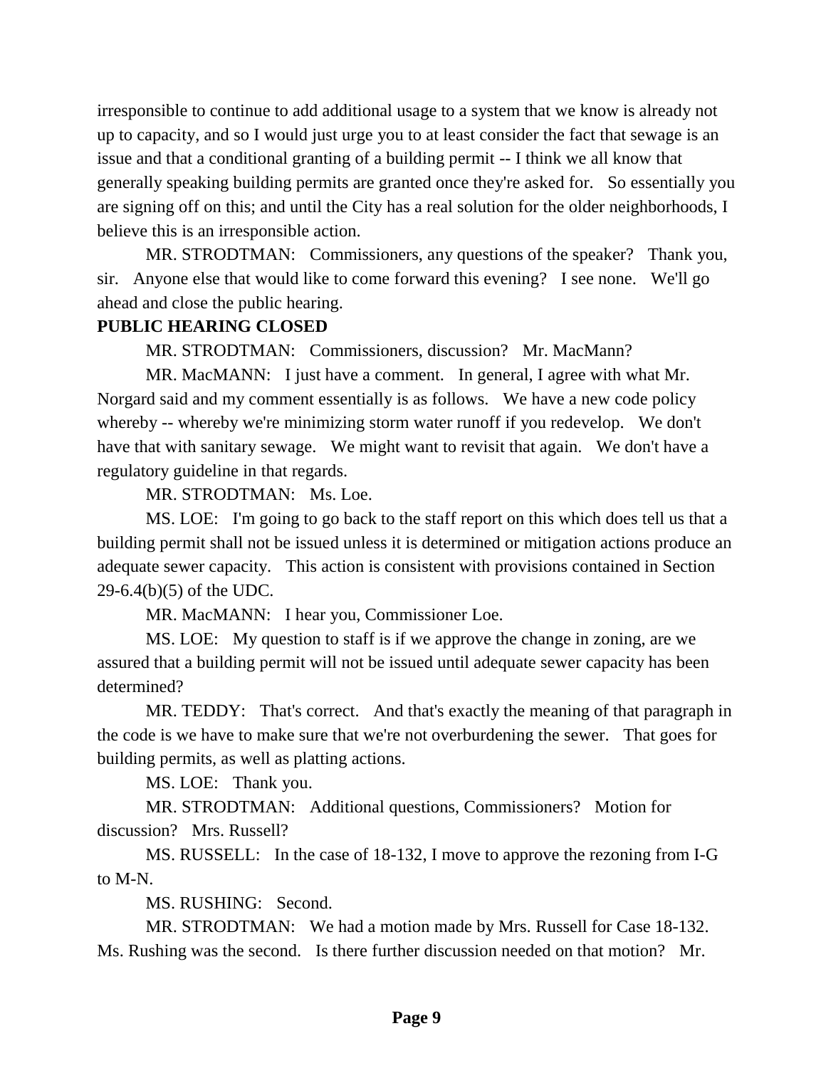irresponsible to continue to add additional usage to a system that we know is already not up to capacity, and so I would just urge you to at least consider the fact that sewage is an issue and that a conditional granting of a building permit -- I think we all know that generally speaking building permits are granted once they're asked for. So essentially you are signing off on this; and until the City has a real solution for the older neighborhoods, I believe this is an irresponsible action.

MR. STRODTMAN: Commissioners, any questions of the speaker? Thank you, sir. Anyone else that would like to come forward this evening? I see none. We'll go ahead and close the public hearing.

**PUBLIC HEARING CLOSED**

MR. STRODTMAN: Commissioners, discussion? Mr. MacMann?

MR. MacMANN: I just have a comment. In general, I agree with what Mr. Norgard said and my comment essentially is as follows. We have a new code policy whereby -- whereby we're minimizing storm water runoff if you redevelop. We don't have that with sanitary sewage. We might want to revisit that again. We don't have a regulatory guideline in that regards.

MR. STRODTMAN: Ms. Loe.

MS. LOE: I'm going to go back to the staff report on this which does tell us that a building permit shall not be issued unless it is determined or mitigation actions produce an adequate sewer capacity. This action is consistent with provisions contained in Section 29-6.4(b)(5) of the UDC.

MR. MacMANN: I hear you, Commissioner Loe.

MS. LOE: My question to staff is if we approve the change in zoning, are we assured that a building permit will not be issued until adequate sewer capacity has been determined?

MR. TEDDY: That's correct. And that's exactly the meaning of that paragraph in the code is we have to make sure that we're not overburdening the sewer. That goes for building permits, as well as platting actions.

MS. LOE: Thank you.

MR. STRODTMAN: Additional questions, Commissioners? Motion for discussion? Mrs. Russell?

MS. RUSSELL: In the case of 18-132, I move to approve the rezoning from I-G to M-N.

MS. RUSHING: Second.

MR. STRODTMAN: We had a motion made by Mrs. Russell for Case 18-132. Ms. Rushing was the second. Is there further discussion needed on that motion? Mr.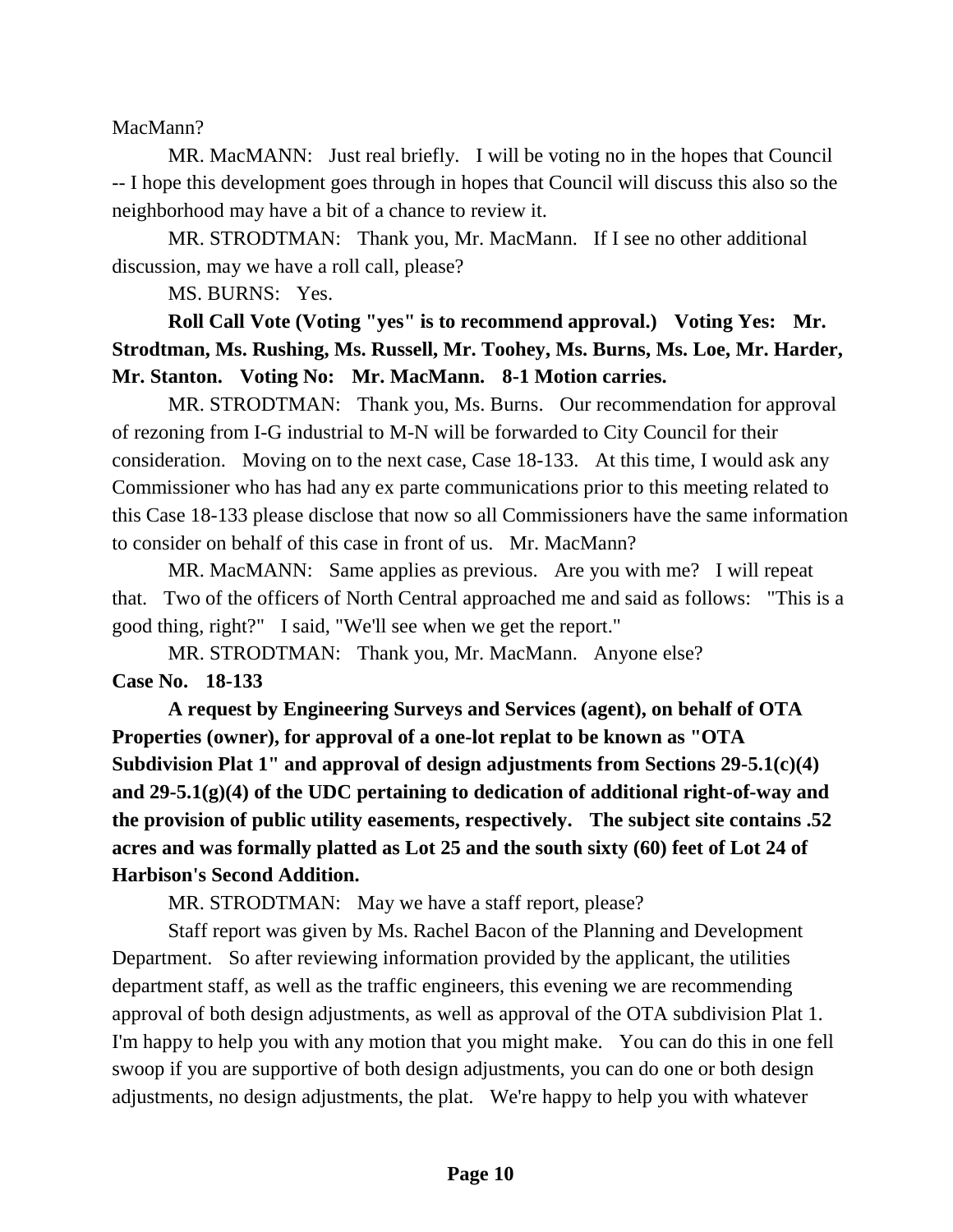MacMann?

MR. MacMANN: Just real briefly. I will be voting no in the hopes that Council -- I hope this development goes through in hopes that Council will discuss this also so the neighborhood may have a bit of a chance to review it.

MR. STRODTMAN: Thank you, Mr. MacMann. If I see no other additional discussion, may we have a roll call, please?

MS. BURNS: Yes.

**Roll Call Vote (Voting "yes" is to recommend approval.) Voting Yes: Mr. Strodtman, Ms. Rushing, Ms. Russell, Mr. Toohey, Ms. Burns, Ms. Loe, Mr. Harder, Mr. Stanton. Voting No: Mr. MacMann. 8-1 Motion carries.**

MR. STRODTMAN: Thank you, Ms. Burns. Our recommendation for approval of rezoning from I-G industrial to M-N will be forwarded to City Council for their consideration. Moving on to the next case, Case 18-133. At this time, I would ask any Commissioner who has had any ex parte communications prior to this meeting related to this Case 18-133 please disclose that now so all Commissioners have the same information to consider on behalf of this case in front of us. Mr. MacMann?

MR. MacMANN: Same applies as previous. Are you with me? I will repeat that. Two of the officers of North Central approached me and said as follows: "This is a good thing, right?" I said, "We'll see when we get the report."

MR. STRODTMAN: Thank you, Mr. MacMann. Anyone else?

**Case No. 18-133**

**A request by Engineering Surveys and Services (agent), on behalf of OTA Properties (owner), for approval of a one-lot replat to be known as "OTA Subdivision Plat 1" and approval of design adjustments from Sections 29-5.1(c)(4) and 29-5.1(g)(4) of the UDC pertaining to dedication of additional right-of-way and the provision of public utility easements, respectively. The subject site contains .52 acres and was formally platted as Lot 25 and the south sixty (60) feet of Lot 24 of Harbison's Second Addition.**

MR. STRODTMAN: May we have a staff report, please?

Staff report was given by Ms. Rachel Bacon of the Planning and Development Department. So after reviewing information provided by the applicant, the utilities department staff, as well as the traffic engineers, this evening we are recommending approval of both design adjustments, as well as approval of the OTA subdivision Plat 1. I'm happy to help you with any motion that you might make. You can do this in one fell swoop if you are supportive of both design adjustments, you can do one or both design adjustments, no design adjustments, the plat. We're happy to help you with whatever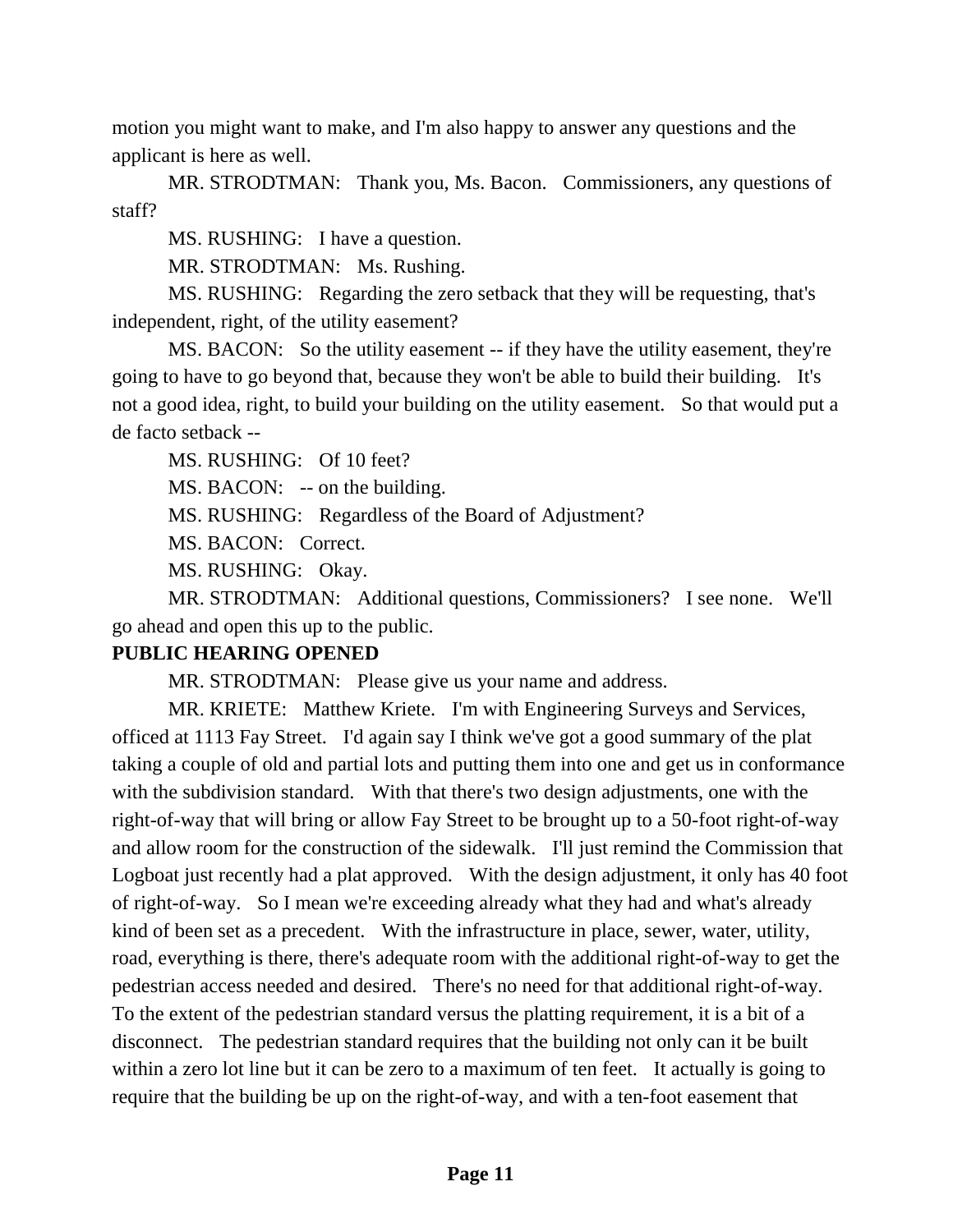motion you might want to make, and I'm also happy to answer any questions and the applicant is here as well.

MR. STRODTMAN: Thank you, Ms. Bacon. Commissioners, any questions of staff?

MS. RUSHING: I have a question.

MR. STRODTMAN: Ms. Rushing.

MS. RUSHING: Regarding the zero setback that they will be requesting, that's independent, right, of the utility easement?

MS. BACON: So the utility easement -- if they have the utility easement, they're going to have to go beyond that, because they won't be able to build their building. It's not a good idea, right, to build your building on the utility easement. So that would put a de facto setback --

MS. RUSHING: Of 10 feet?

MS. BACON: -- on the building.

MS. RUSHING: Regardless of the Board of Adjustment?

MS. BACON: Correct.

MS. RUSHING: Okay.

MR. STRODTMAN: Additional questions, Commissioners? I see none. We'll go ahead and open this up to the public.

**PUBLIC HEARING OPENED**

MR. STRODTMAN: Please give us your name and address.

MR. KRIETE: Matthew Kriete. I'm with Engineering Surveys and Services, officed at 1113 Fay Street. I'd again say I think we've got a good summary of the plat taking a couple of old and partial lots and putting them into one and get us in conformance with the subdivision standard. With that there's two design adjustments, one with the right-of-way that will bring or allow Fay Street to be brought up to a 50-foot right-of-way and allow room for the construction of the sidewalk. I'll just remind the Commission that Logboat just recently had a plat approved. With the design adjustment, it only has 40 foot of right-of-way. So I mean we're exceeding already what they had and what's already kind of been set as a precedent. With the infrastructure in place, sewer, water, utility, road, everything is there, there's adequate room with the additional right-of-way to get the pedestrian access needed and desired. There's no need for that additional right-of-way. To the extent of the pedestrian standard versus the platting requirement, it is a bit of a disconnect. The pedestrian standard requires that the building not only can it be built within a zero lot line but it can be zero to a maximum of ten feet. It actually is going to require that the building be up on the right-of-way, and with a ten-foot easement that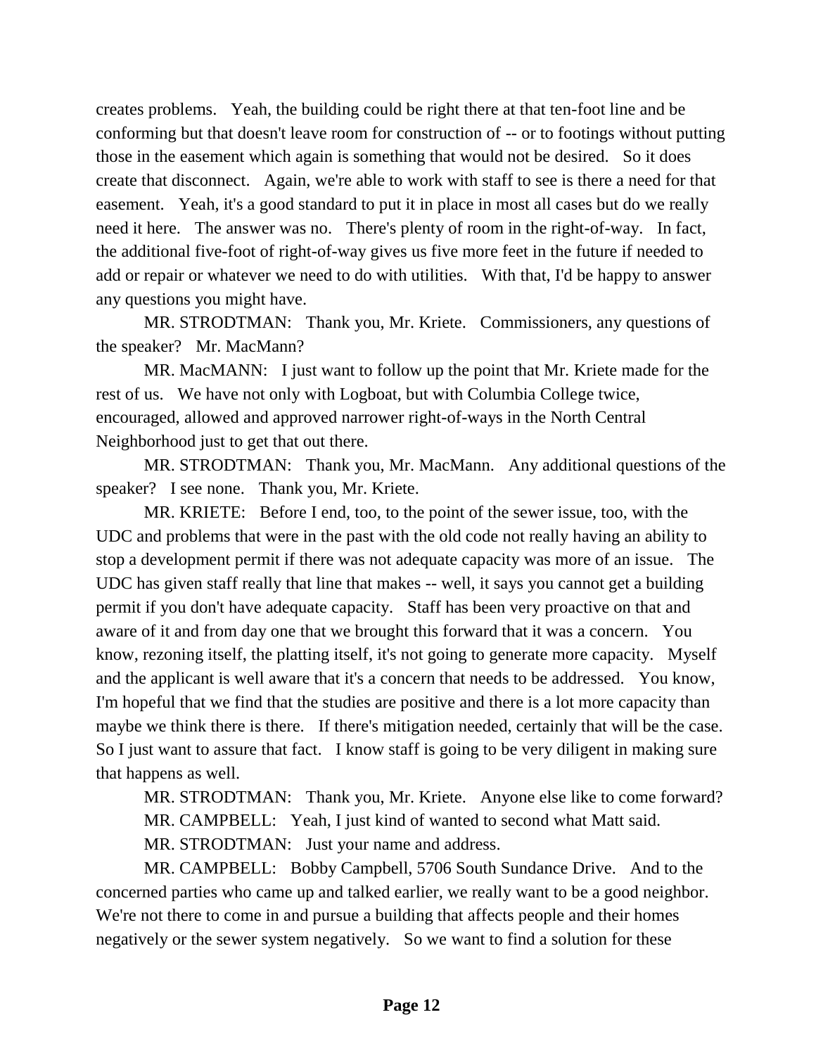creates problems. Yeah, the building could be right there at that ten-foot line and be conforming but that doesn't leave room for construction of -- or to footings without putting those in the easement which again is something that would not be desired. So it does create that disconnect. Again, we're able to work with staff to see is there a need for that easement. Yeah, it's a good standard to put it in place in most all cases but do we really need it here. The answer was no. There's plenty of room in the right-of-way. In fact, the additional five-foot of right-of-way gives us five more feet in the future if needed to add or repair or whatever we need to do with utilities. With that, I'd be happy to answer any questions you might have.

MR. STRODTMAN: Thank you, Mr. Kriete. Commissioners, any questions of the speaker? Mr. MacMann?

MR. MacMANN: I just want to follow up the point that Mr. Kriete made for the rest of us. We have not only with Logboat, but with Columbia College twice, encouraged, allowed and approved narrower right-of-ways in the North Central Neighborhood just to get that out there.

MR. STRODTMAN: Thank you, Mr. MacMann. Any additional questions of the speaker? I see none. Thank you, Mr. Kriete.

MR. KRIETE: Before I end, too, to the point of the sewer issue, too, with the UDC and problems that were in the past with the old code not really having an ability to stop a development permit if there was not adequate capacity was more of an issue. The UDC has given staff really that line that makes -- well, it says you cannot get a building permit if you don't have adequate capacity. Staff has been very proactive on that and aware of it and from day one that we brought this forward that it was a concern. You know, rezoning itself, the platting itself, it's not going to generate more capacity. Myself and the applicant is well aware that it's a concern that needs to be addressed. You know, I'm hopeful that we find that the studies are positive and there is a lot more capacity than maybe we think there is there. If there's mitigation needed, certainly that will be the case. So I just want to assure that fact. I know staff is going to be very diligent in making sure that happens as well.

MR. STRODTMAN: Thank you, Mr. Kriete. Anyone else like to come forward?

MR. CAMPBELL: Yeah, I just kind of wanted to second what Matt said.

MR. STRODTMAN: Just your name and address.

MR. CAMPBELL: Bobby Campbell, 5706 South Sundance Drive. And to the concerned parties who came up and talked earlier, we really want to be a good neighbor. We're not there to come in and pursue a building that affects people and their homes negatively or the sewer system negatively. So we want to find a solution for these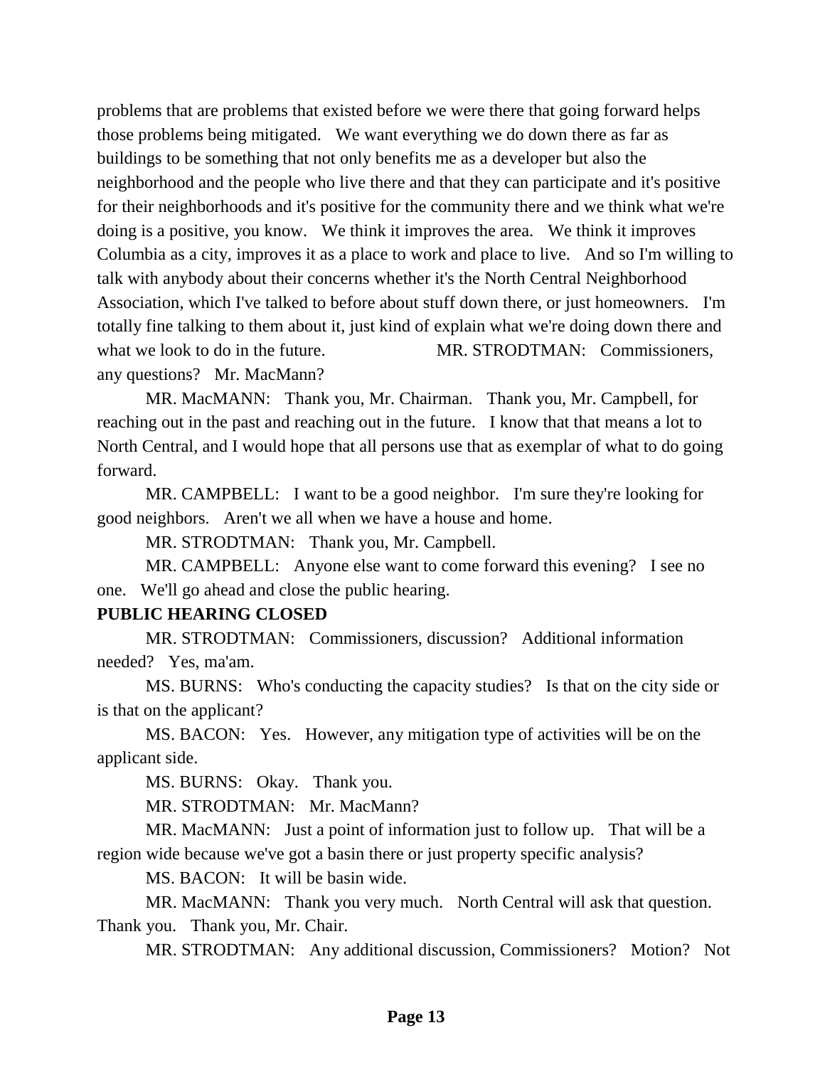problems that are problems that existed before we were there that going forward helps those problems being mitigated. We want everything we do down there as far as buildings to be something that not only benefits me as a developer but also the neighborhood and the people who live there and that they can participate and it's positive for their neighborhoods and it's positive for the community there and we think what we're doing is a positive, you know. We think it improves the area. We think it improves Columbia as a city, improves it as a place to work and place to live. And so I'm willing to talk with anybody about their concerns whether it's the North Central Neighborhood Association, which I've talked to before about stuff down there, or just homeowners. I'm totally fine talking to them about it, just kind of explain what we're doing down there and what we look to do in the future. MR. STRODTMAN: Commissioners, any questions? Mr. MacMann?

MR. MacMANN: Thank you, Mr. Chairman. Thank you, Mr. Campbell, for reaching out in the past and reaching out in the future. I know that that means a lot to North Central, and I would hope that all persons use that as exemplar of what to do going forward.

MR. CAMPBELL: I want to be a good neighbor. I'm sure they're looking for good neighbors. Aren't we all when we have a house and home.

MR. STRODTMAN: Thank you, Mr. Campbell.

MR. CAMPBELL: Anyone else want to come forward this evening? I see no one. We'll go ahead and close the public hearing.

**PUBLIC HEARING CLOSED**

MR. STRODTMAN: Commissioners, discussion? Additional information needed? Yes, ma'am.

MS. BURNS: Who's conducting the capacity studies? Is that on the city side or is that on the applicant?

MS. BACON: Yes. However, any mitigation type of activities will be on the applicant side.

MS. BURNS: Okay. Thank you.

MR. STRODTMAN: Mr. MacMann?

MR. MacMANN: Just a point of information just to follow up. That will be a region wide because we've got a basin there or just property specific analysis?

MS. BACON: It will be basin wide.

MR. MacMANN: Thank you very much. North Central will ask that question. Thank you. Thank you, Mr. Chair.

MR. STRODTMAN: Any additional discussion, Commissioners? Motion? Not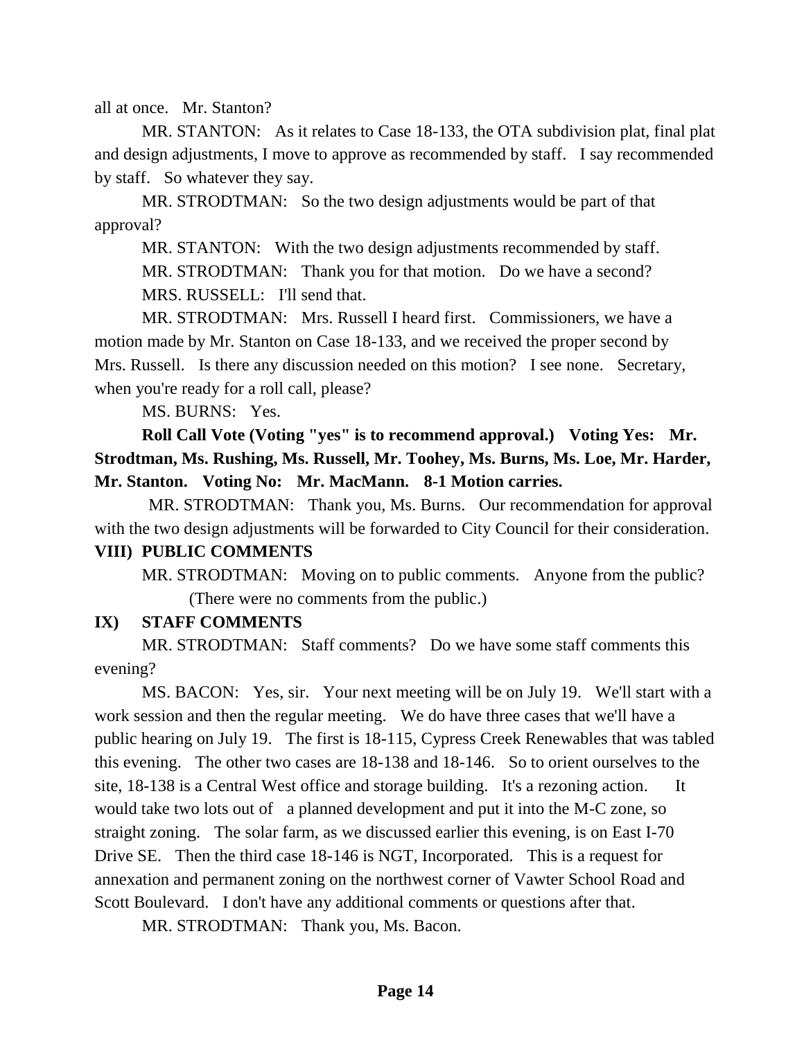all at once. Mr. Stanton?

MR. STANTON: As it relates to Case 18-133, the OTA subdivision plat, final plat and design adjustments, I move to approve as recommended by staff. I say recommended by staff. So whatever they say.

MR. STRODTMAN: So the two design adjustments would be part of that approval?

MR. STANTON: With the two design adjustments recommended by staff.

MR. STRODTMAN: Thank you for that motion. Do we have a second?

MRS. RUSSELL: I'll send that.

MR. STRODTMAN: Mrs. Russell I heard first. Commissioners, we have a motion made by Mr. Stanton on Case 18-133, and we received the proper second by Mrs. Russell. Is there any discussion needed on this motion? I see none. Secretary, when you're ready for a roll call, please?

MS. BURNS: Yes.

**Roll Call Vote (Voting "yes" is to recommend approval.) Voting Yes: Mr. Strodtman, Ms. Rushing, Ms. Russell, Mr. Toohey, Ms. Burns, Ms. Loe, Mr. Harder, Mr. Stanton. Voting No: Mr. MacMann. 8-1 Motion carries.**

MR. STRODTMAN: Thank you, Ms. Burns. Our recommendation for approval with the two design adjustments will be forwarded to City Council for their consideration.

**VIII) PUBLIC COMMENTS**

MR. STRODTMAN: Moving on to public comments. Anyone from the public?

(There were no comments from the public.)

**IX) STAFF COMMENTS**

MR. STRODTMAN: Staff comments? Do we have some staff comments this evening?

MS. BACON: Yes, sir. Your next meeting will be on July 19. We'll start with a work session and then the regular meeting. We do have three cases that we'll have a public hearing on July 19. The first is 18-115, Cypress Creek Renewables that was tabled this evening. The other two cases are 18-138 and 18-146. So to orient ourselves to the site, 18-138 is a Central West office and storage building. It's a rezoning action. It would take two lots out of a planned development and put it into the M-C zone, so straight zoning. The solar farm, as we discussed earlier this evening, is on East I-70 Drive SE. Then the third case 18-146 is NGT, Incorporated. This is a request for annexation and permanent zoning on the northwest corner of Vawter School Road and Scott Boulevard. I don't have any additional comments or questions after that.

MR. STRODTMAN: Thank you, Ms. Bacon.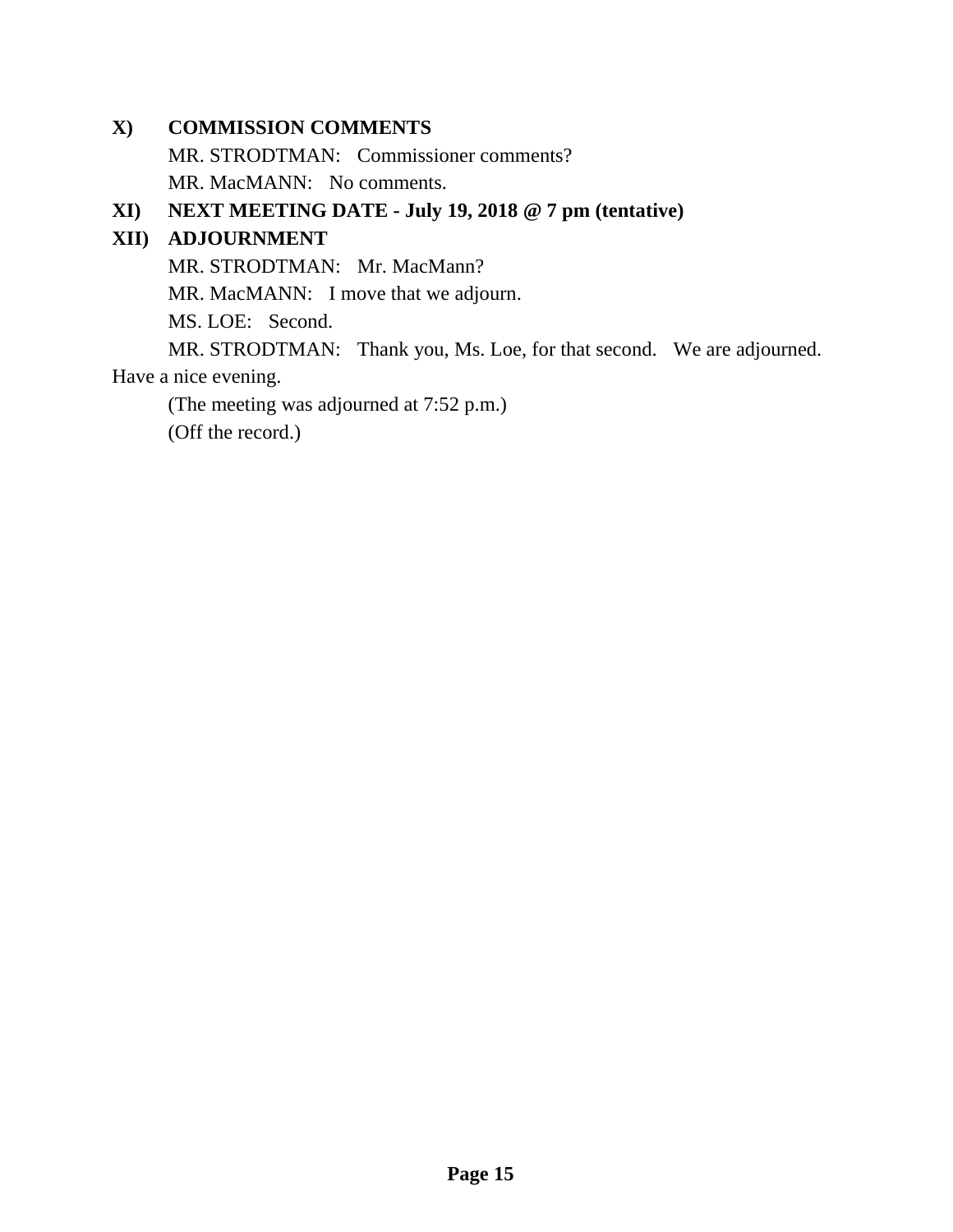**X) COMMISSION COMMENTS**

MR. STRODTMAN: Commissioner comments?

MR. MacMANN: No comments.

**XI) NEXT MEETING DATE - July 19, 2018 @ 7 pm (tentative)**

**XII) ADJOURNMENT**

MR. STRODTMAN: Mr. MacMann?

MR. MacMANN: I move that we adjourn.

MS. LOE: Second.

MR. STRODTMAN: Thank you, Ms. Loe, for that second. We are adjourned. Have a nice evening.

(The meeting was adjourned at 7:52 p.m.)

(Off the record.)